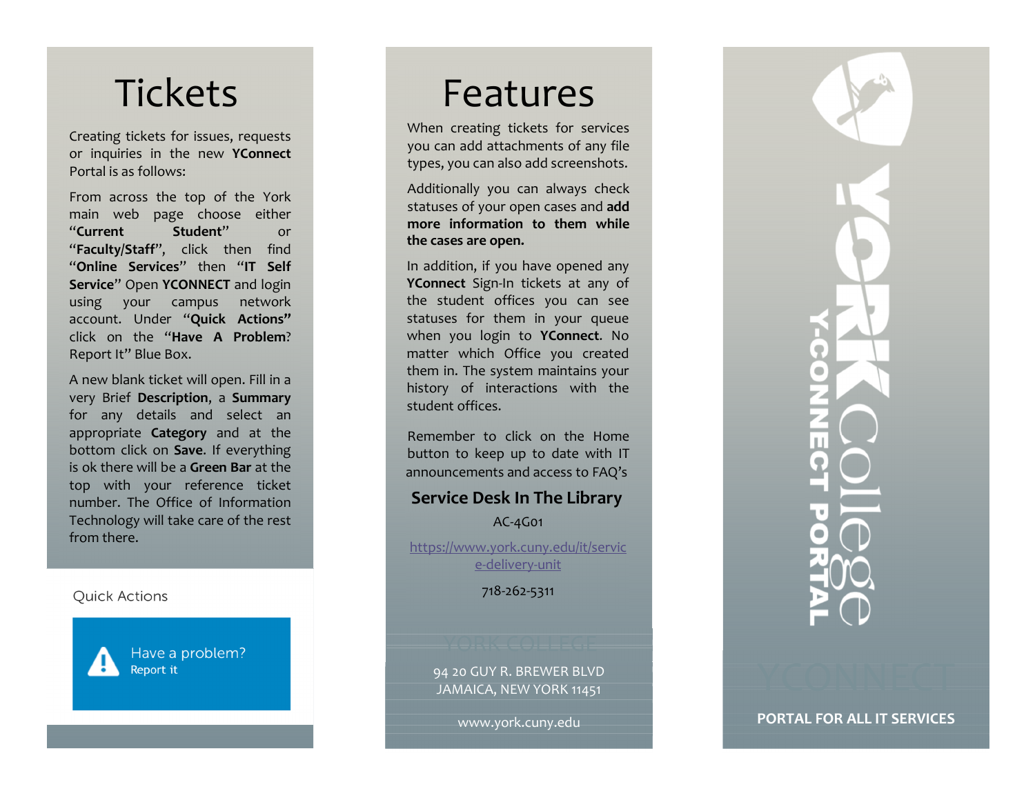# Tickets

Creating tickets for issues, requests or inquiries in the new **YConnect** Portal is as follows:

From across the top of the York main web page choose either "**Current Student**" or "**Faculty/Staff**", click then find "**Online Services**" then "**IT Self Service**" Open **YCONNECT** and login using your campus network account. Under "**Quick Actions**" click on the "**Have A Problem**? Report It" Blue Box.

A new blank ticket will open. Fill in a very Brief **Description**, a **Summary** for any details and select an appropriate **Category** and at the bottom click on **Save**. If everything is ok there will be a **Green Bar** at the top with your reference ticket number. The Office of Information Technology will take care of the rest from there.

Quick Actions

Have a problem?
Report it

# Features

When creating tickets for services you can add attachments of any file types, you can also add screenshots.

Additionally you can always check statuses of your open cases and **add more information to them while the cases are open.**

In addition, if you have opened any **YConnect** Sign-In tickets at any of the student offices you can see statuses for them in your queue when you login to **YConnect**. No matter which Office you created them in. The system maintains your history of interactions with the student offices.

Remember to click on the Home button to keep up to date with IT announcements and access to FAQ's

## Service Desk In The Library

AC-4G01

https://www.york.cuny.edu/it/service-delivery-unit

718-262-5311

YORK COLLEGE

94 20 GUY R. BREWER BLVD
JAMAICA, NEW YORK 11451

www.york.cuny.edu

YORK College

Y-CONNECT PORTAL

YCONNECT

**PORTAL FOR ALL IT SERVICES**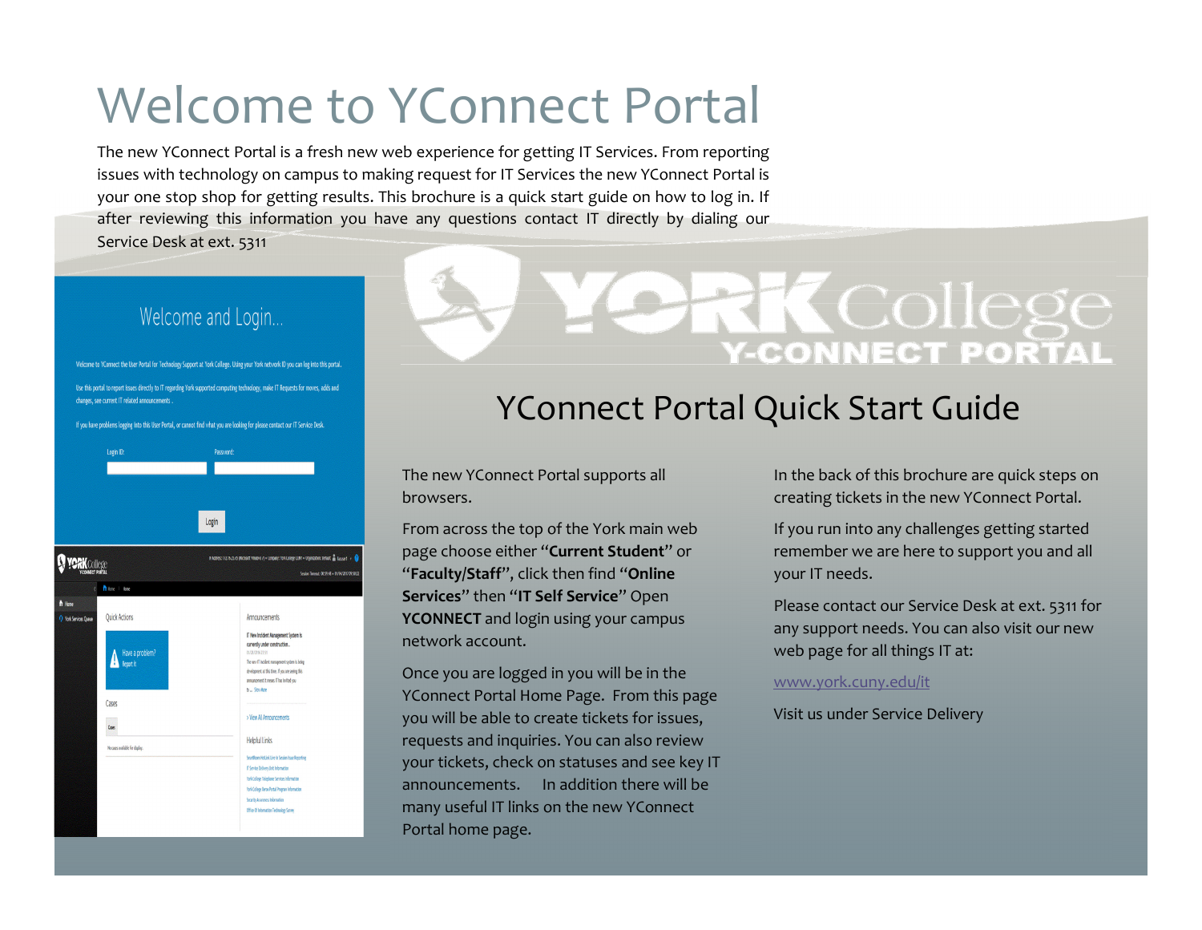# Welcome to YConnect Portal

The new YConnect Portal is a fresh new web experience for getting IT Services. From reporting issues with technology on campus to making request for IT Services the new YConnect Portal is your one stop shop for getting results. This brochure is a quick start guide on how to log in. If after reviewing this information you have any questions contact IT directly by dialing our Service Desk at ext. 5311

YORK College

Y-CONNECT PORTAL

## YConnect Portal Quick Start Guide

The new YConnect Portal supports all browsers.

From across the top of the York main web page choose either "**Current Student**" or "**Faculty/Staff**", click then find "**Online Services**" then "**IT Self Service**" Open **YCONNECT** and login using your campus network account.

Once you are logged in you will be in the YConnect Portal Home Page. From this page you will be able to create tickets for issues, requests and inquiries. You can also review your tickets, check on statuses and see key IT announcements. In addition there will be many useful IT links on the new YConnect Portal home page.

In the back of this brochure are quick steps on creating tickets in the new YConnect Portal.

If you run into any challenges getting started remember we are here to support you and all your IT needs.

Please contact our Service Desk at ext. 5311 for any support needs. You can also visit our new web page for all things IT at:

www.york.cuny.edu/it

Visit us under Service Delivery